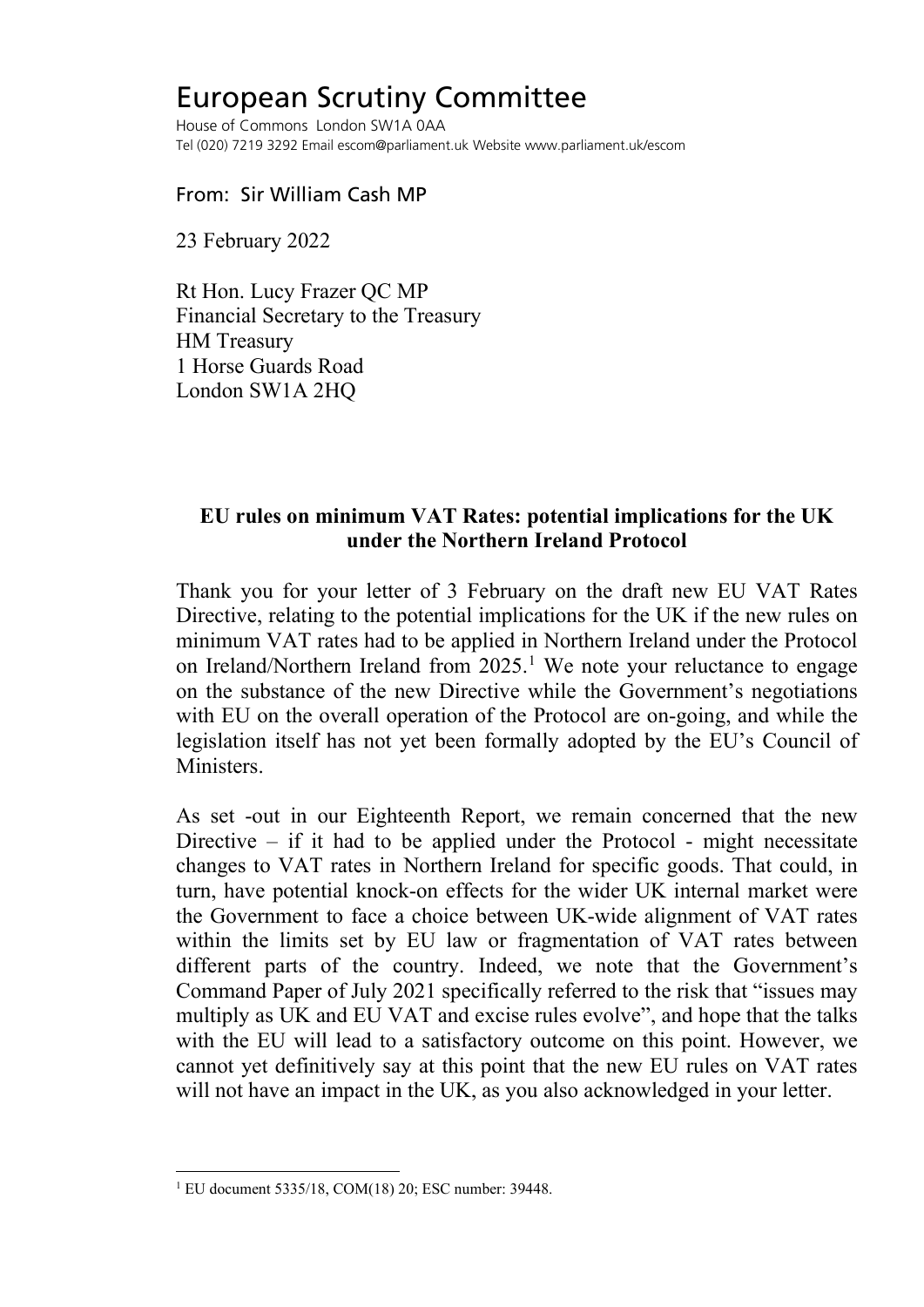# European Scrutiny Committee

House of Commons London SW1A 0AA
Tel (020) 7219 3292 Email escom@parliament.uk Website www.parliament.uk/escom

From: Sir William Cash MP

23 February 2022

Rt Hon. Lucy Frazer QC MP
Financial Secretary to the Treasury
HM Treasury
1 Horse Guards Road
London SW1A 2HQ

**EU rules on minimum VAT Rates: potential implications for the UK under the Northern Ireland Protocol**

Thank you for your letter of 3 February on the draft new EU VAT Rates Directive, relating to the potential implications for the UK if the new rules on minimum VAT rates had to be applied in Northern Ireland under the Protocol on Ireland/Northern Ireland from 2025.[1] We note your reluctance to engage on the substance of the new Directive while the Government's negotiations with EU on the overall operation of the Protocol are on-going, and while the legislation itself has not yet been formally adopted by the EU's Council of Ministers.

As set -out in our Eighteenth Report, we remain concerned that the new Directive – if it had to be applied under the Protocol - might necessitate changes to VAT rates in Northern Ireland for specific goods. That could, in turn, have potential knock-on effects for the wider UK internal market were the Government to face a choice between UK-wide alignment of VAT rates within the limits set by EU law or fragmentation of VAT rates between different parts of the country. Indeed, we note that the Government's Command Paper of July 2021 specifically referred to the risk that "issues may multiply as UK and EU VAT and excise rules evolve", and hope that the talks with the EU will lead to a satisfactory outcome on this point. However, we cannot yet definitively say at this point that the new EU rules on VAT rates will not have an impact in the UK, as you also acknowledged in your letter.

[1] EU document 5335/18, COM(18) 20; ESC number: 39448.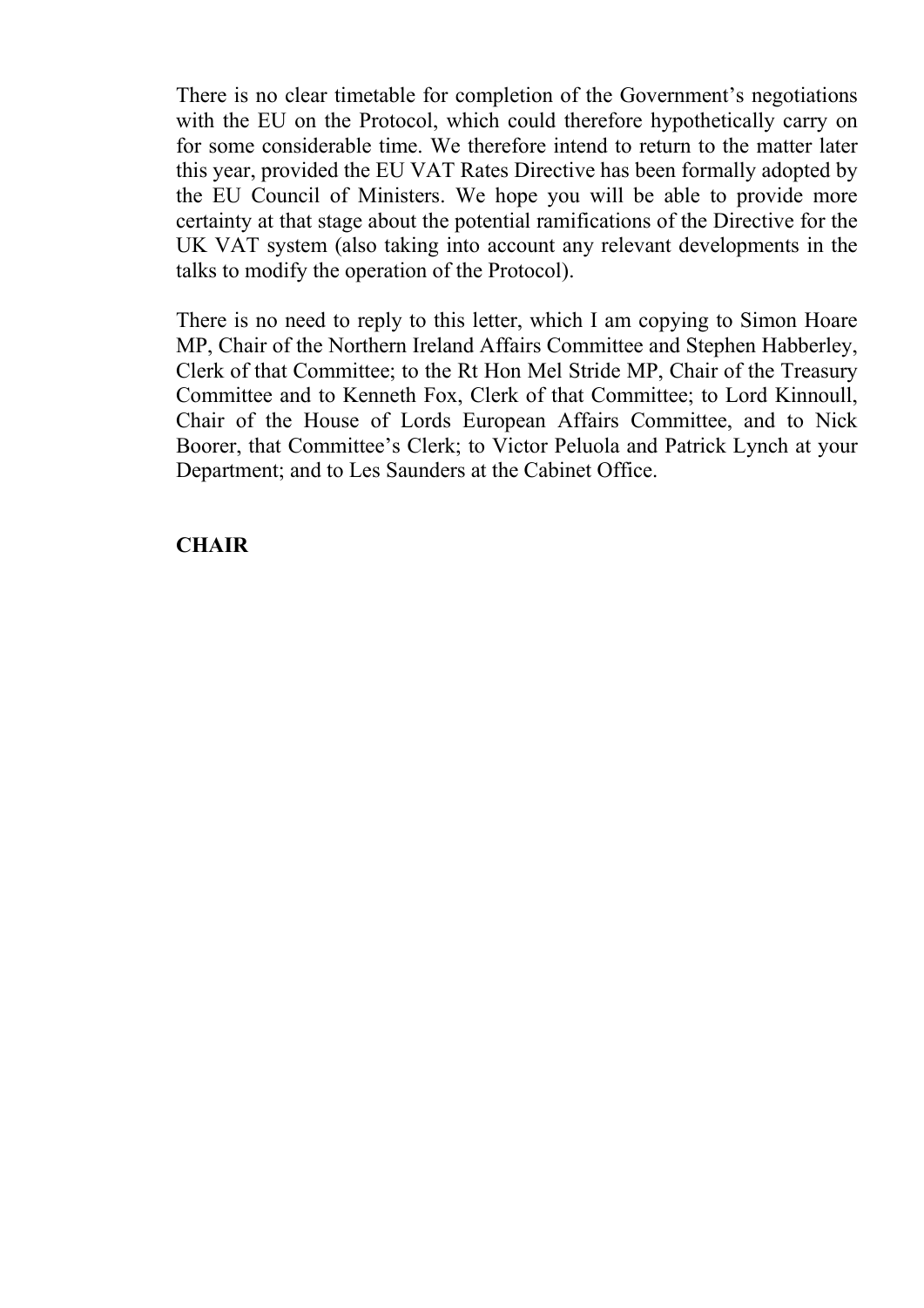There is no clear timetable for completion of the Government's negotiations with the EU on the Protocol, which could therefore hypothetically carry on for some considerable time. We therefore intend to return to the matter later this year, provided the EU VAT Rates Directive has been formally adopted by the EU Council of Ministers. We hope you will be able to provide more certainty at that stage about the potential ramifications of the Directive for the UK VAT system (also taking into account any relevant developments in the talks to modify the operation of the Protocol).

There is no need to reply to this letter, which I am copying to Simon Hoare MP, Chair of the Northern Ireland Affairs Committee and Stephen Habberley, Clerk of that Committee; to the Rt Hon Mel Stride MP, Chair of the Treasury Committee and to Kenneth Fox, Clerk of that Committee; to Lord Kinnoull, Chair of the House of Lords European Affairs Committee, and to Nick Boorer, that Committee's Clerk; to Victor Peluola and Patrick Lynch at your Department; and to Les Saunders at the Cabinet Office.

**CHAIR**